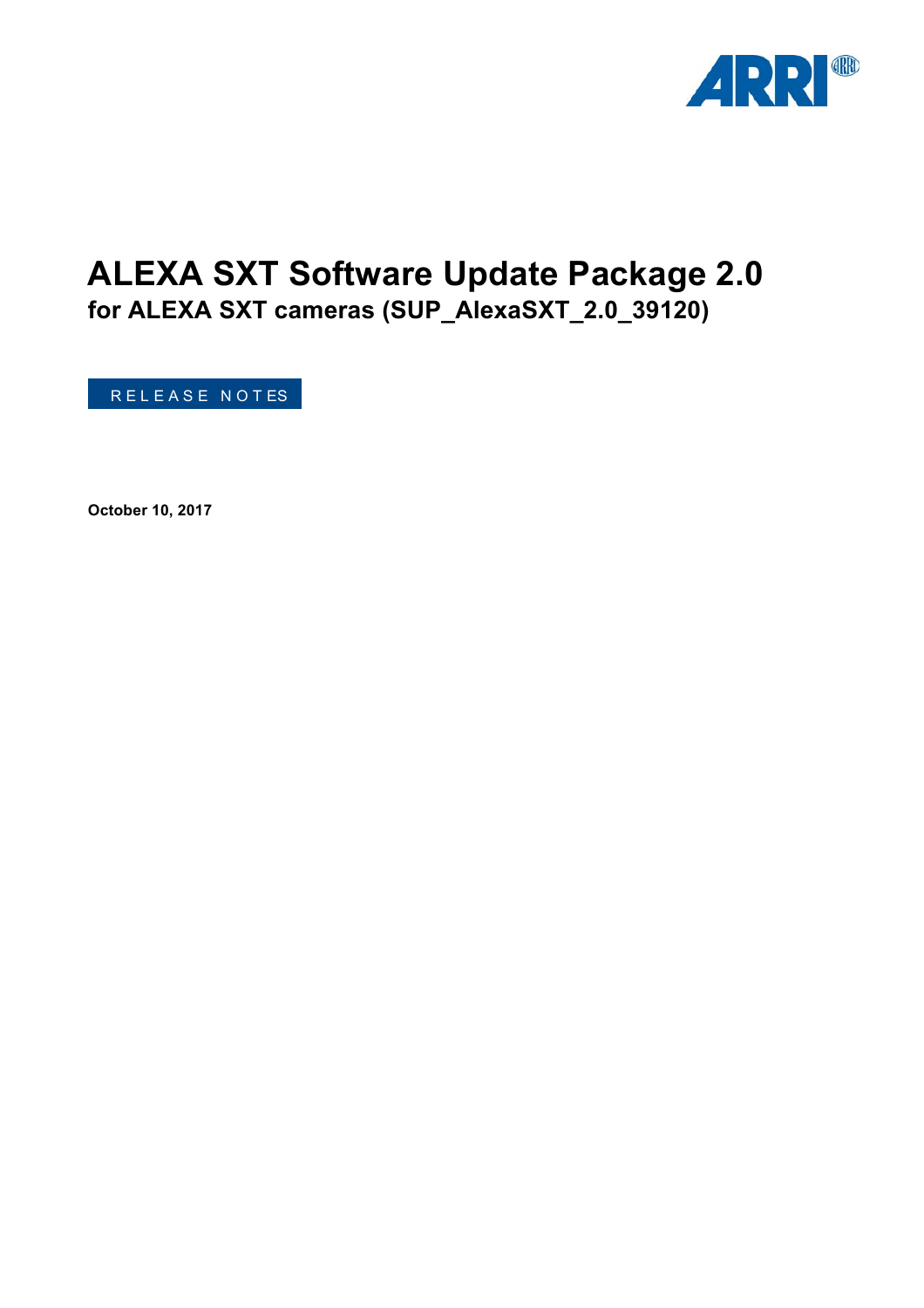# ALEXA SXT Software Update Package 2.0

## for ALEXA SXT cameras (SUP_AlexaSXT_2.0_39120)

RELEASE NOTES

**October 10, 2017**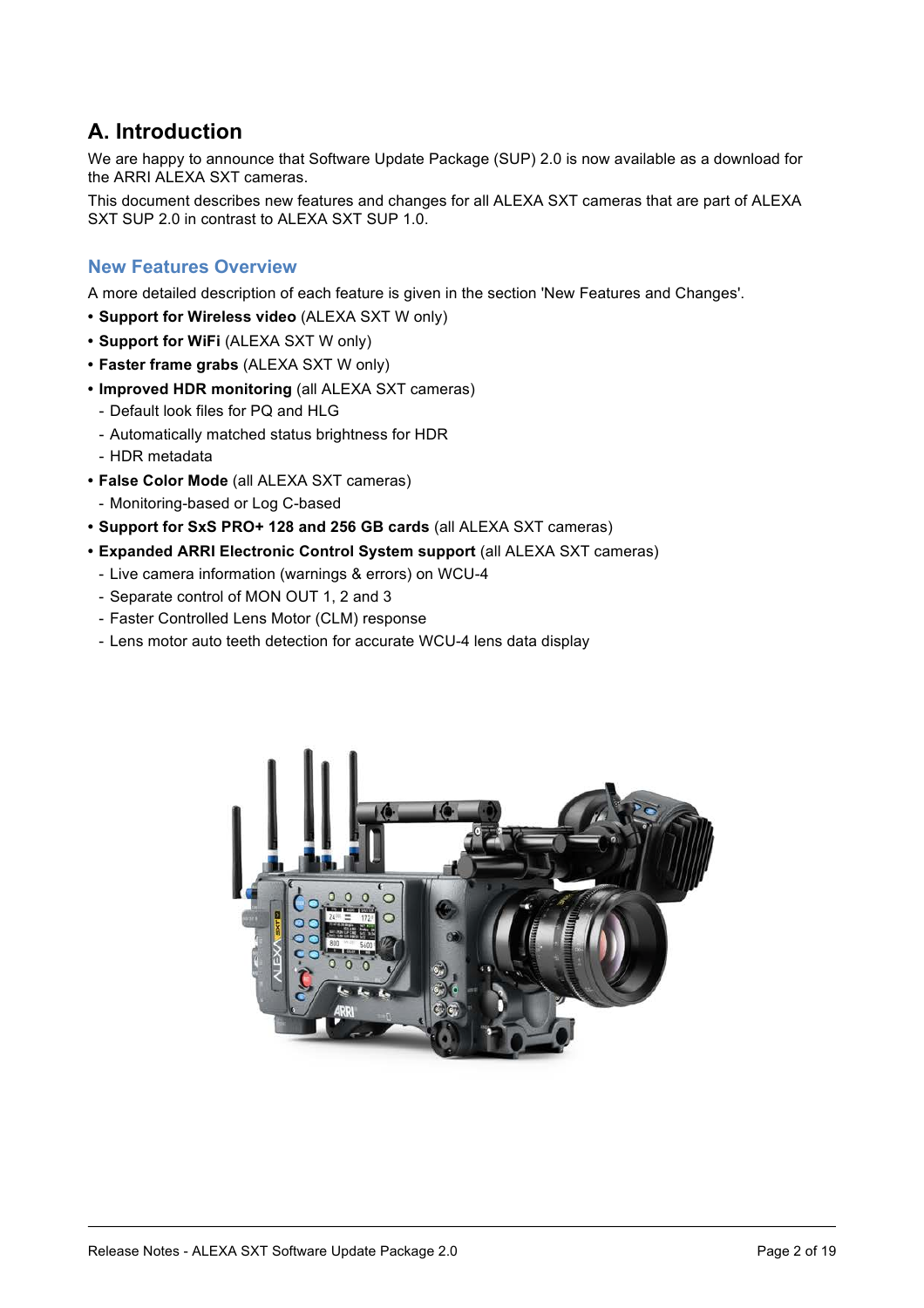# A. Introduction

We are happy to announce that Software Update Package (SUP) 2.0 is now available as a download for the ARRI ALEXA SXT cameras.

This document describes new features and changes for all ALEXA SXT cameras that are part of ALEXA SXT SUP 2.0 in contrast to ALEXA SXT SUP 1.0.

## New Features Overview

A more detailed description of each feature is given in the section 'New Features and Changes'.

- **Support for Wireless video** (ALEXA SXT W only)
- **Support for WiFi** (ALEXA SXT W only)
- **Faster frame grabs** (ALEXA SXT W only)
- **Improved HDR monitoring** (all ALEXA SXT cameras)
  - Default look files for PQ and HLG
  - Automatically matched status brightness for HDR
  - HDR metadata
- **False Color Mode** (all ALEXA SXT cameras)
  - Monitoring-based or Log C-based
- **Support for SxS PRO+ 128 and 256 GB cards** (all ALEXA SXT cameras)
- **Expanded ARRI Electronic Control System support** (all ALEXA SXT cameras)
  - Live camera information (warnings & errors) on WCU-4
  - Separate control of MON OUT 1, 2 and 3
  - Faster Controlled Lens Motor (CLM) response
  - Lens motor auto teeth detection for accurate WCU-4 lens data display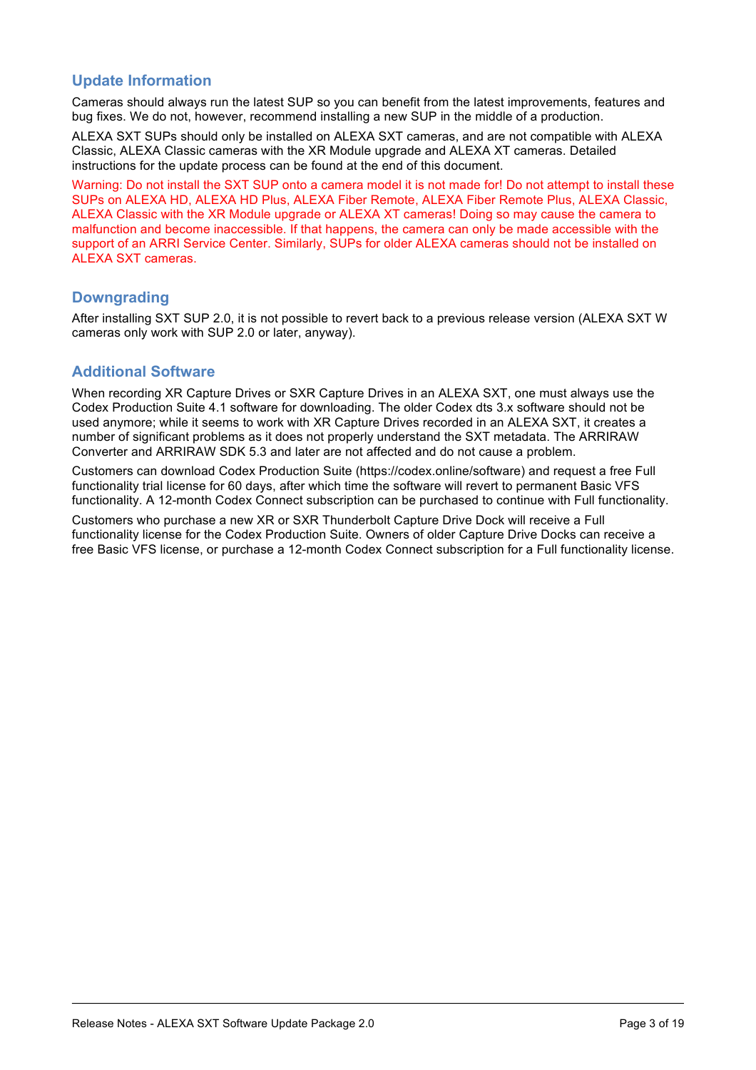## Update Information

Cameras should always run the latest SUP so you can benefit from the latest improvements, features and bug fixes. We do not, however, recommend installing a new SUP in the middle of a production.

ALEXA SXT SUPs should only be installed on ALEXA SXT cameras, and are not compatible with ALEXA Classic, ALEXA Classic cameras with the XR Module upgrade and ALEXA XT cameras. Detailed instructions for the update process can be found at the end of this document.

Warning: Do not install the SXT SUP onto a camera model it is not made for! Do not attempt to install these SUPs on ALEXA HD, ALEXA HD Plus, ALEXA Fiber Remote, ALEXA Fiber Remote Plus, ALEXA Classic, ALEXA Classic with the XR Module upgrade or ALEXA XT cameras! Doing so may cause the camera to malfunction and become inaccessible. If that happens, the camera can only be made accessible with the support of an ARRI Service Center. Similarly, SUPs for older ALEXA cameras should not be installed on ALEXA SXT cameras.

## Downgrading

After installing SXT SUP 2.0, it is not possible to revert back to a previous release version (ALEXA SXT W cameras only work with SUP 2.0 or later, anyway).

## Additional Software

When recording XR Capture Drives or SXR Capture Drives in an ALEXA SXT, one must always use the Codex Production Suite 4.1 software for downloading. The older Codex dts 3.x software should not be used anymore; while it seems to work with XR Capture Drives recorded in an ALEXA SXT, it creates a number of significant problems as it does not properly understand the SXT metadata. The ARRIRAW Converter and ARRIRAW SDK 5.3 and later are not affected and do not cause a problem.

Customers can download Codex Production Suite (https://codex.online/software) and request a free Full functionality trial license for 60 days, after which time the software will revert to permanent Basic VFS functionality. A 12-month Codex Connect subscription can be purchased to continue with Full functionality.

Customers who purchase a new XR or SXR Thunderbolt Capture Drive Dock will receive a Full functionality license for the Codex Production Suite. Owners of older Capture Drive Docks can receive a free Basic VFS license, or purchase a 12-month Codex Connect subscription for a Full functionality license.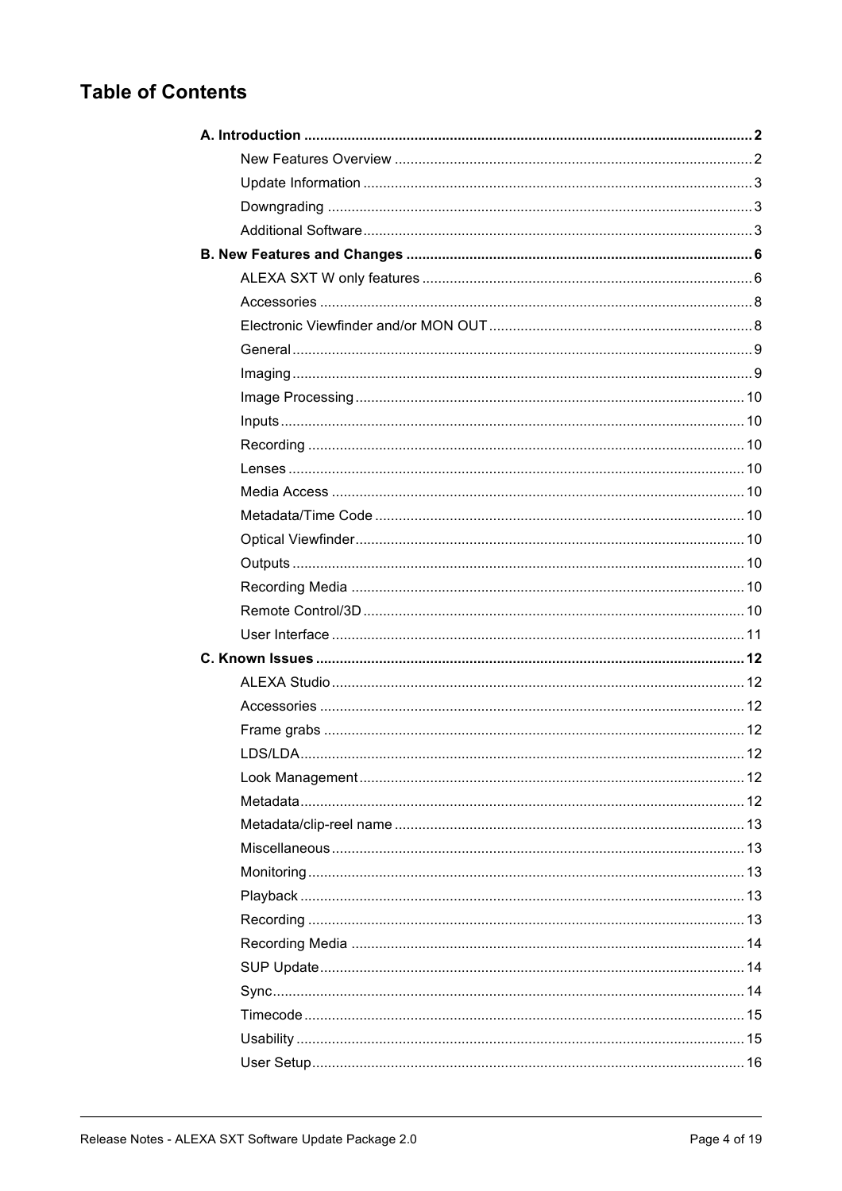# Table of Contents

**A. Introduction** .......... **2**

- New Features Overview .......... 2
- Update Information .......... 3
- Downgrading .......... 3
- Additional Software .......... 3

**B. New Features and Changes** .......... **6**

- ALEXA SXT W only features .......... 6
- Accessories .......... 8
- Electronic Viewfinder and/or MON OUT .......... 8
- General .......... 9
- Imaging .......... 9
- Image Processing .......... 10
- Inputs .......... 10
- Recording .......... 10
- Lenses .......... 10
- Media Access .......... 10
- Metadata/Time Code .......... 10
- Optical Viewfinder .......... 10
- Outputs .......... 10
- Recording Media .......... 10
- Remote Control/3D .......... 10
- User Interface .......... 11

**C. Known Issues** .......... **12**

- ALEXA Studio .......... 12
- Accessories .......... 12
- Frame grabs .......... 12
- LDS/LDA .......... 12
- Look Management .......... 12
- Metadata .......... 12
- Metadata/clip-reel name .......... 13
- Miscellaneous .......... 13
- Monitoring .......... 13
- Playback .......... 13
- Recording .......... 13
- Recording Media .......... 14
- SUP Update .......... 14
- Sync .......... 14
- Timecode .......... 15
- Usability .......... 15
- User Setup .......... 16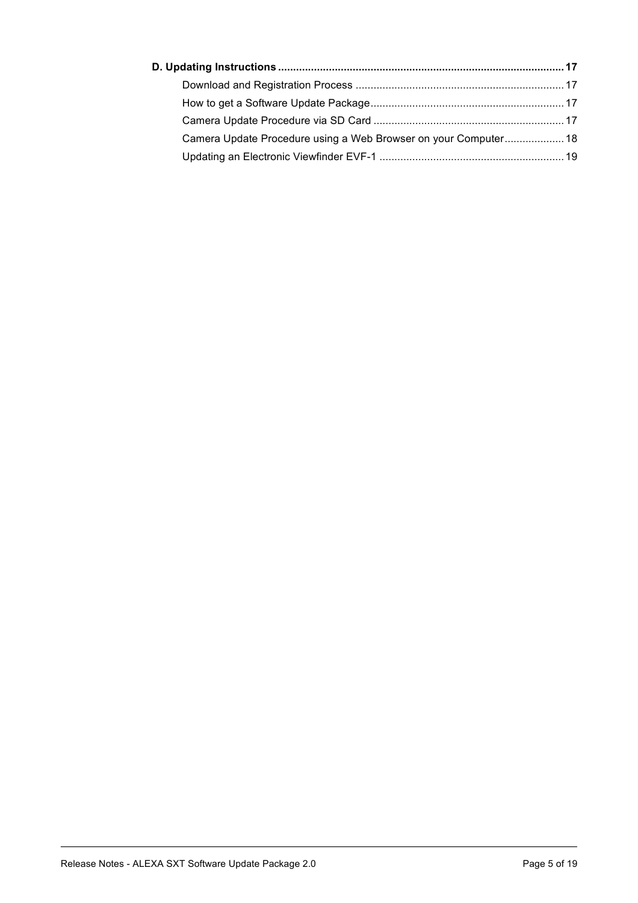**D. Updating Instructions** .......... 17

- Download and Registration Process .......... 17
- How to get a Software Update Package .......... 17
- Camera Update Procedure via SD Card .......... 17
- Camera Update Procedure using a Web Browser on your Computer .......... 18
- Updating an Electronic Viewfinder EVF-1 .......... 19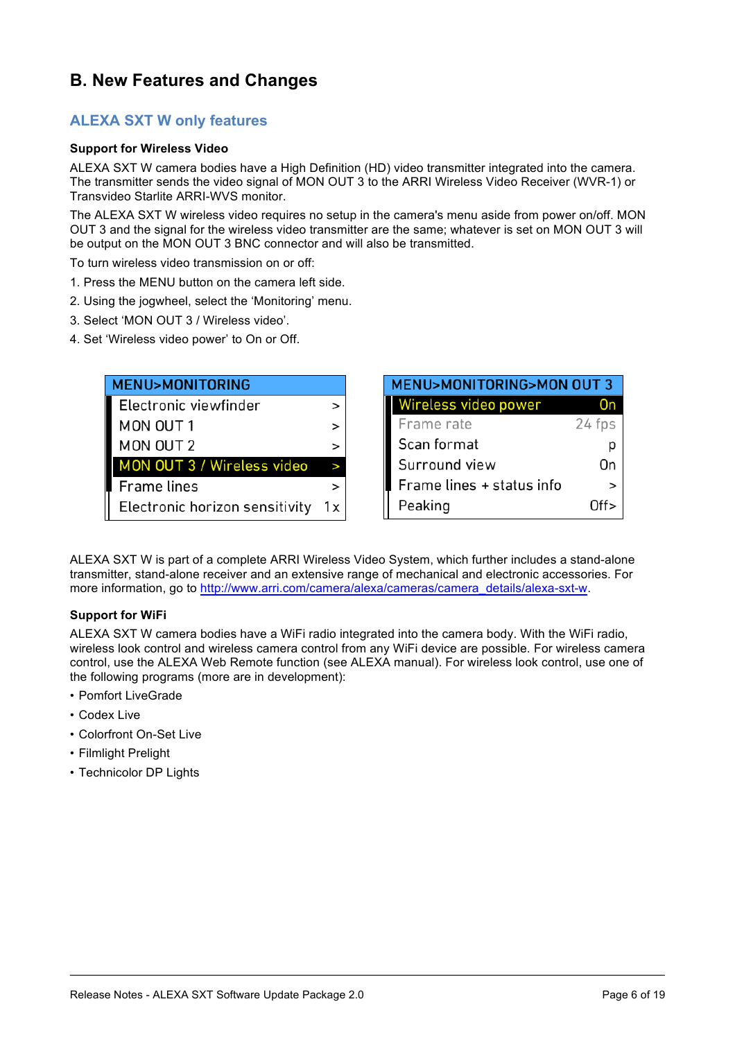# B. New Features and Changes

## ALEXA SXT W only features

**Support for Wireless Video**

ALEXA SXT W camera bodies have a High Definition (HD) video transmitter integrated into the camera. The transmitter sends the video signal of MON OUT 3 to the ARRI Wireless Video Receiver (WVR-1) or Transvideo Starlite ARRI-WVS monitor.

The ALEXA SXT W wireless video requires no setup in the camera's menu aside from power on/off. MON OUT 3 and the signal for the wireless video transmitter are the same; whatever is set on MON OUT 3 will be output on the MON OUT 3 BNC connector and will also be transmitted.

To turn wireless video transmission on or off:

1. Press the MENU button on the camera left side.
2. Using the jogwheel, select the 'Monitoring' menu.
3. Select 'MON OUT 3 / Wireless video'.
4. Set 'Wireless video power' to On or Off.

| MENU>MONITORING | |
|---|---|
| Electronic viewfinder | > |
| MON OUT 1 | > |
| MON OUT 2 | > |
| MON OUT 3 / Wireless video | > |
| Frame lines | > |
| Electronic horizon sensitivity | 1x |

| MENU>MONITORING>MON OUT 3 | |
|---|---|
| Wireless video power | On |
| Frame rate | 24 fps |
| Scan format | p |
| Surround view | On |
| Frame lines + status info | > |
| Peaking | Off> |

ALEXA SXT W is part of a complete ARRI Wireless Video System, which further includes a stand-alone transmitter, stand-alone receiver and an extensive range of mechanical and electronic accessories. For more information, go to http://www.arri.com/camera/alexa/cameras/camera_details/alexa-sxt-w.

**Support for WiFi**

ALEXA SXT W camera bodies have a WiFi radio integrated into the camera body. With the WiFi radio, wireless look control and wireless camera control from any WiFi device are possible. For wireless camera control, use the ALEXA Web Remote function (see ALEXA manual). For wireless look control, use one of the following programs (more are in development):

- Pomfort LiveGrade
- Codex Live
- Colorfront On-Set Live
- Filmlight Prelight
- Technicolor DP Lights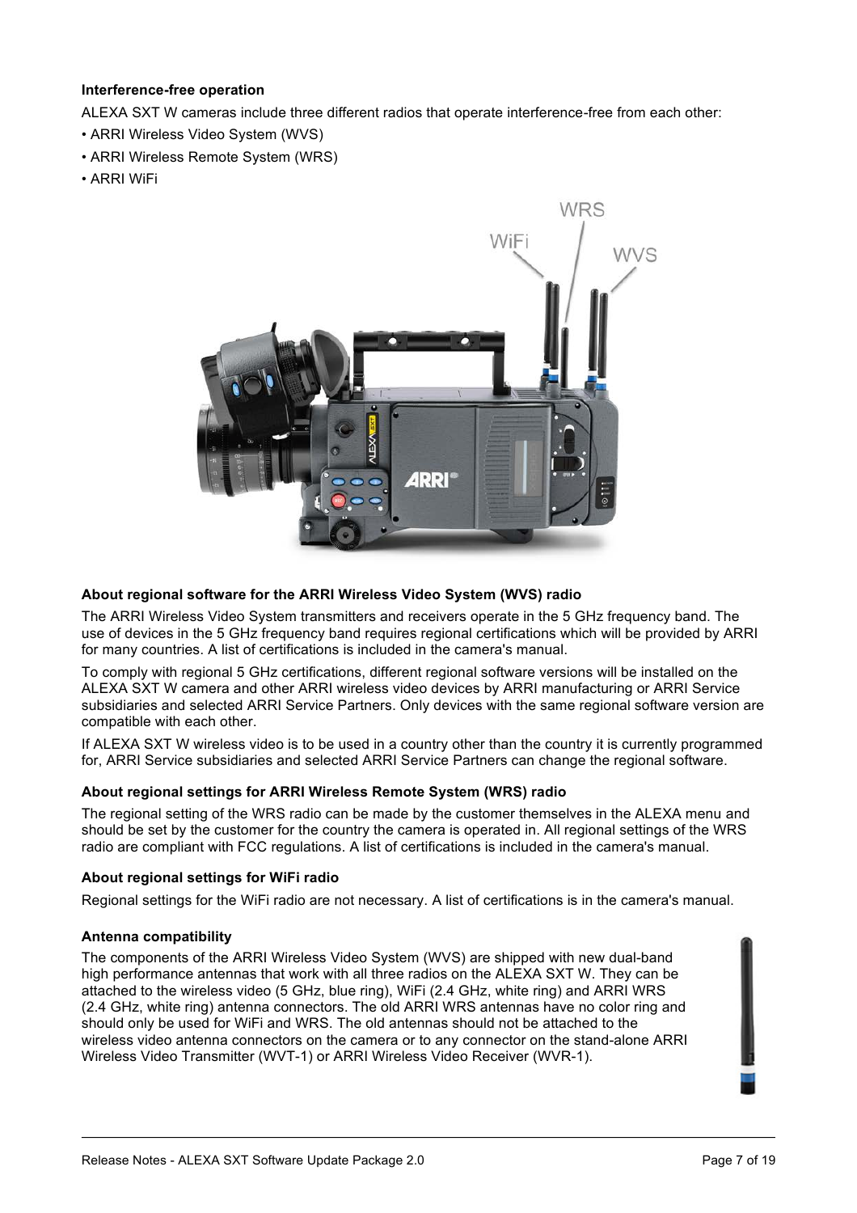**Interference-free operation**

ALEXA SXT W cameras include three different radios that operate interference-free from each other:

- ARRI Wireless Video System (WVS)
- ARRI Wireless Remote System (WRS)
- ARRI WiFi

**About regional software for the ARRI Wireless Video System (WVS) radio**

The ARRI Wireless Video System transmitters and receivers operate in the 5 GHz frequency band. The use of devices in the 5 GHz frequency band requires regional certifications which will be provided by ARRI for many countries. A list of certifications is included in the camera's manual.

To comply with regional 5 GHz certifications, different regional software versions will be installed on the ALEXA SXT W camera and other ARRI wireless video devices by ARRI manufacturing or ARRI Service subsidiaries and selected ARRI Service Partners. Only devices with the same regional software version are compatible with each other.

If ALEXA SXT W wireless video is to be used in a country other than the country it is currently programmed for, ARRI Service subsidiaries and selected ARRI Service Partners can change the regional software.

**About regional settings for ARRI Wireless Remote System (WRS) radio**

The regional setting of the WRS radio can be made by the customer themselves in the ALEXA menu and should be set by the customer for the country the camera is operated in. All regional settings of the WRS radio are compliant with FCC regulations. A list of certifications is included in the camera's manual.

**About regional settings for WiFi radio**

Regional settings for the WiFi radio are not necessary. A list of certifications is in the camera's manual.

**Antenna compatibility**

The components of the ARRI Wireless Video System (WVS) are shipped with new dual-band high performance antennas that work with all three radios on the ALEXA SXT W. They can be attached to the wireless video (5 GHz, blue ring), WiFi (2.4 GHz, white ring) and ARRI WRS (2.4 GHz, white ring) antenna connectors. The old ARRI WRS antennas have no color ring and should only be used for WiFi and WRS. The old antennas should not be attached to the wireless video antenna connectors on the camera or to any connector on the stand-alone ARRI Wireless Video Transmitter (WVT-1) or ARRI Wireless Video Receiver (WVR-1).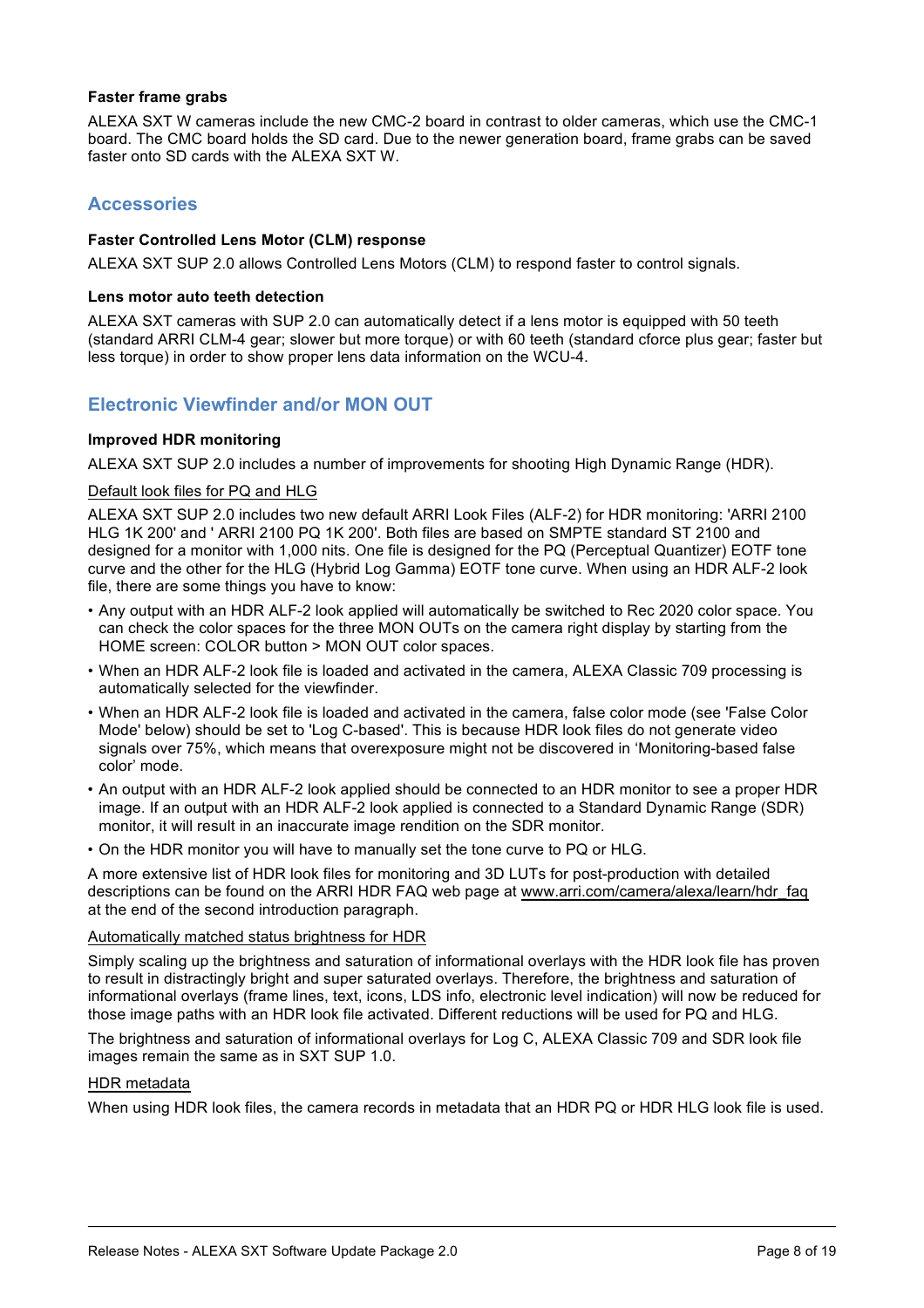**Faster frame grabs**

ALEXA SXT W cameras include the new CMC-2 board in contrast to older cameras, which use the CMC-1 board. The CMC board holds the SD card. Due to the newer generation board, frame grabs can be saved faster onto SD cards with the ALEXA SXT W.

## Accessories

**Faster Controlled Lens Motor (CLM) response**

ALEXA SXT SUP 2.0 allows Controlled Lens Motors (CLM) to respond faster to control signals.

**Lens motor auto teeth detection**

ALEXA SXT cameras with SUP 2.0 can automatically detect if a lens motor is equipped with 50 teeth (standard ARRI CLM-4 gear; slower but more torque) or with 60 teeth (standard cforce plus gear; faster but less torque) in order to show proper lens data information on the WCU-4.

## Electronic Viewfinder and/or MON OUT

**Improved HDR monitoring**

ALEXA SXT SUP 2.0 includes a number of improvements for shooting High Dynamic Range (HDR).

<u>Default look files for PQ and HLG</u>

ALEXA SXT SUP 2.0 includes two new default ARRI Look Files (ALF-2) for HDR monitoring: 'ARRI 2100 HLG 1K 200' and ' ARRI 2100 PQ 1K 200'. Both files are based on SMPTE standard ST 2100 and designed for a monitor with 1,000 nits. One file is designed for the PQ (Perceptual Quantizer) EOTF tone curve and the other for the HLG (Hybrid Log Gamma) EOTF tone curve. When using an HDR ALF-2 look file, there are some things you have to know:

- Any output with an HDR ALF-2 look applied will automatically be switched to Rec 2020 color space. You can check the color spaces for the three MON OUTs on the camera right display by starting from the HOME screen: COLOR button > MON OUT color spaces.
- When an HDR ALF-2 look file is loaded and activated in the camera, ALEXA Classic 709 processing is automatically selected for the viewfinder.
- When an HDR ALF-2 look file is loaded and activated in the camera, false color mode (see 'False Color Mode' below) should be set to 'Log C-based'. This is because HDR look files do not generate video signals over 75%, which means that overexposure might not be discovered in ‘Monitoring-based false color’ mode.
- An output with an HDR ALF-2 look applied should be connected to an HDR monitor to see a proper HDR image. If an output with an HDR ALF-2 look applied is connected to a Standard Dynamic Range (SDR) monitor, it will result in an inaccurate image rendition on the SDR monitor.
- On the HDR monitor you will have to manually set the tone curve to PQ or HLG.

A more extensive list of HDR look files for monitoring and 3D LUTs for post-production with detailed descriptions can be found on the ARRI HDR FAQ web page at www.arri.com/camera/alexa/learn/hdr_faq at the end of the second introduction paragraph.

<u>Automatically matched status brightness for HDR</u>

Simply scaling up the brightness and saturation of informational overlays with the HDR look file has proven to result in distractingly bright and super saturated overlays. Therefore, the brightness and saturation of informational overlays (frame lines, text, icons, LDS info, electronic level indication) will now be reduced for those image paths with an HDR look file activated. Different reductions will be used for PQ and HLG.

The brightness and saturation of informational overlays for Log C, ALEXA Classic 709 and SDR look file images remain the same as in SXT SUP 1.0.

<u>HDR metadata</u>

When using HDR look files, the camera records in metadata that an HDR PQ or HDR HLG look file is used.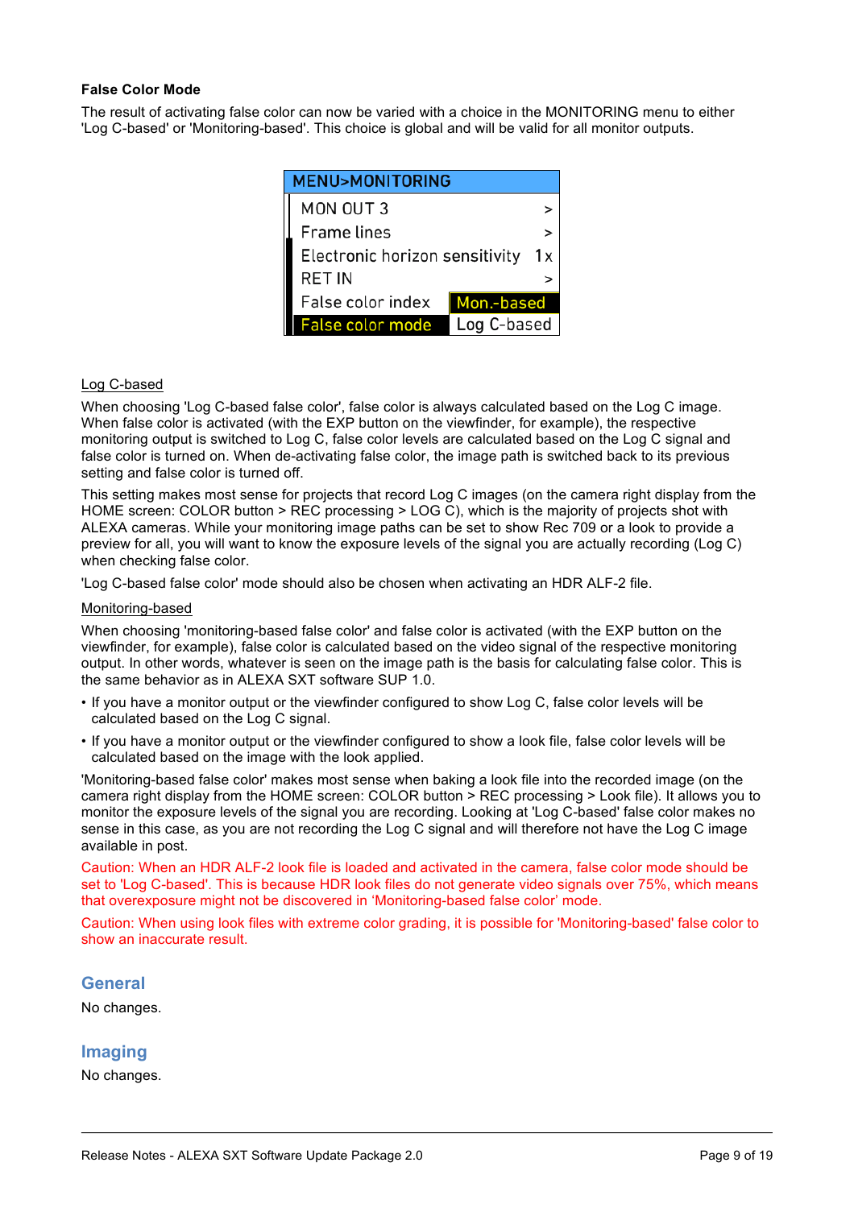**False Color Mode**

The result of activating false color can now be varied with a choice in the MONITORING menu to either 'Log C-based' or 'Monitoring-based'. This choice is global and will be valid for all monitor outputs.

| MENU>MONITORING | |
|---|---|
| MON OUT 3 | > |
| Frame lines | > |
| Electronic horizon sensitivity | 1x |
| RET IN | > |
| False color index | Mon.-based |
| False color mode | Log C-based |

Log C-based

When choosing 'Log C-based false color', false color is always calculated based on the Log C image. When false color is activated (with the EXP button on the viewfinder, for example), the respective monitoring output is switched to Log C, false color levels are calculated based on the Log C signal and false color is turned on. When de-activating false color, the image path is switched back to its previous setting and false color is turned off.

This setting makes most sense for projects that record Log C images (on the camera right display from the HOME screen: COLOR button > REC processing > LOG C), which is the majority of projects shot with ALEXA cameras. While your monitoring image paths can be set to show Rec 709 or a look to provide a preview for all, you will want to know the exposure levels of the signal you are actually recording (Log C) when checking false color.

'Log C-based false color' mode should also be chosen when activating an HDR ALF-2 file.

Monitoring-based

When choosing 'monitoring-based false color' and false color is activated (with the EXP button on the viewfinder, for example), false color is calculated based on the video signal of the respective monitoring output. In other words, whatever is seen on the image path is the basis for calculating false color. This is the same behavior as in ALEXA SXT software SUP 1.0.

- If you have a monitor output or the viewfinder configured to show Log C, false color levels will be calculated based on the Log C signal.
- If you have a monitor output or the viewfinder configured to show a look file, false color levels will be calculated based on the image with the look applied.

'Monitoring-based false color' makes most sense when baking a look file into the recorded image (on the camera right display from the HOME screen: COLOR button > REC processing > Look file). It allows you to monitor the exposure levels of the signal you are recording. Looking at 'Log C-based' false color makes no sense in this case, as you are not recording the Log C signal and will therefore not have the Log C image available in post.

Caution: When an HDR ALF-2 look file is loaded and activated in the camera, false color mode should be set to 'Log C-based'. This is because HDR look files do not generate video signals over 75%, which means that overexposure might not be discovered in 'Monitoring-based false color' mode.

Caution: When using look files with extreme color grading, it is possible for 'Monitoring-based' false color to show an inaccurate result.

## General

No changes.

## Imaging

No changes.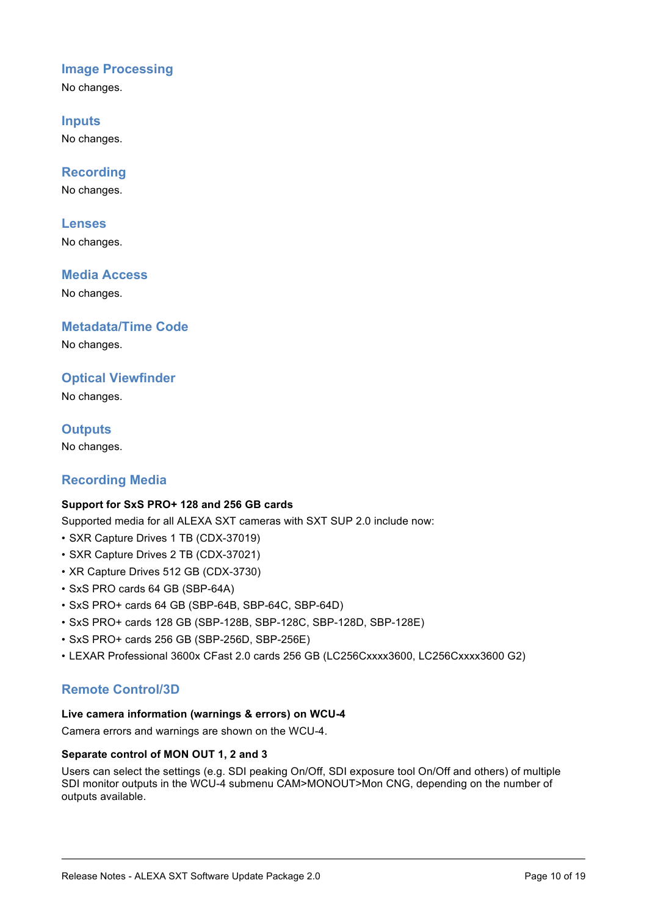## Image Processing

No changes.

## Inputs

No changes.

## Recording

No changes.

## Lenses

No changes.

## Media Access

No changes.

## Metadata/Time Code

No changes.

## Optical Viewfinder

No changes.

## Outputs

No changes.

## Recording Media

**Support for SxS PRO+ 128 and 256 GB cards**

Supported media for all ALEXA SXT cameras with SXT SUP 2.0 include now:

- SXR Capture Drives 1 TB (CDX-37019)
- SXR Capture Drives 2 TB (CDX-37021)
- XR Capture Drives 512 GB (CDX-3730)
- SxS PRO cards 64 GB (SBP-64A)
- SxS PRO+ cards 64 GB (SBP-64B, SBP-64C, SBP-64D)
- SxS PRO+ cards 128 GB (SBP-128B, SBP-128C, SBP-128D, SBP-128E)
- SxS PRO+ cards 256 GB (SBP-256D, SBP-256E)
- LEXAR Professional 3600x CFast 2.0 cards 256 GB (LC256Cxxxx3600, LC256Cxxxx3600 G2)

## Remote Control/3D

**Live camera information (warnings & errors) on WCU-4**

Camera errors and warnings are shown on the WCU-4.

**Separate control of MON OUT 1, 2 and 3**

Users can select the settings (e.g. SDI peaking On/Off, SDI exposure tool On/Off and others) of multiple SDI monitor outputs in the WCU-4 submenu CAM>MONOUT>Mon CNG, depending on the number of outputs available.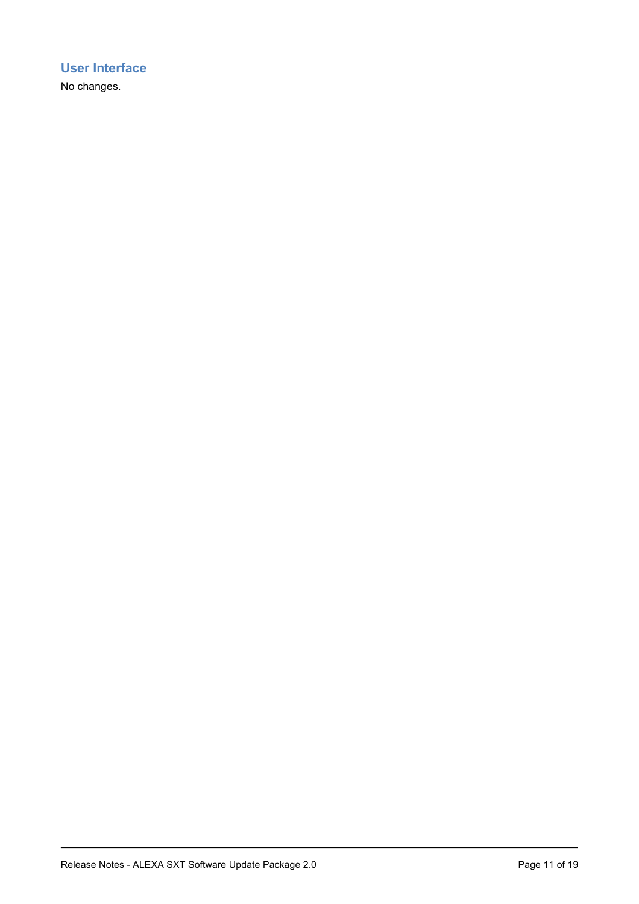## User Interface

No changes.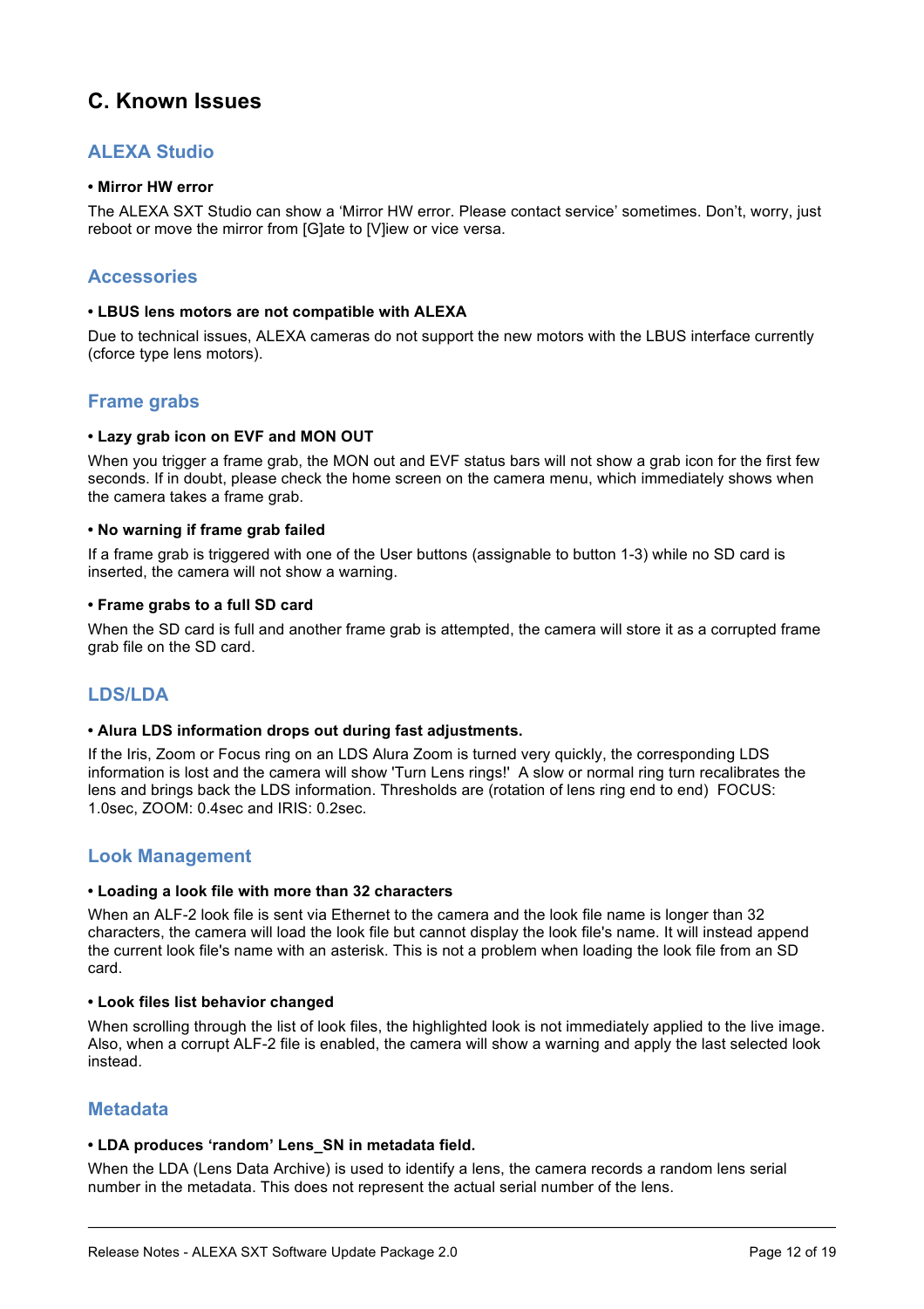## C. Known Issues

### ALEXA Studio

**• Mirror HW error**

The ALEXA SXT Studio can show a 'Mirror HW error. Please contact service' sometimes. Don't, worry, just reboot or move the mirror from [G]ate to [V]iew or vice versa.

### Accessories

**• LBUS lens motors are not compatible with ALEXA**

Due to technical issues, ALEXA cameras do not support the new motors with the LBUS interface currently (cforce type lens motors).

### Frame grabs

**• Lazy grab icon on EVF and MON OUT**

When you trigger a frame grab, the MON out and EVF status bars will not show a grab icon for the first few seconds. If in doubt, please check the home screen on the camera menu, which immediately shows when the camera takes a frame grab.

**• No warning if frame grab failed**

If a frame grab is triggered with one of the User buttons (assignable to button 1-3) while no SD card is inserted, the camera will not show a warning.

**• Frame grabs to a full SD card**

When the SD card is full and another frame grab is attempted, the camera will store it as a corrupted frame grab file on the SD card.

### LDS/LDA

**• Alura LDS information drops out during fast adjustments.**

If the Iris, Zoom or Focus ring on an LDS Alura Zoom is turned very quickly, the corresponding LDS information is lost and the camera will show 'Turn Lens rings!' A slow or normal ring turn recalibrates the lens and brings back the LDS information. Thresholds are (rotation of lens ring end to end) FOCUS: 1.0sec, ZOOM: 0.4sec and IRIS: 0.2sec.

### Look Management

**• Loading a look file with more than 32 characters**

When an ALF-2 look file is sent via Ethernet to the camera and the look file name is longer than 32 characters, the camera will load the look file but cannot display the look file's name. It will instead append the current look file's name with an asterisk. This is not a problem when loading the look file from an SD card.

**• Look files list behavior changed**

When scrolling through the list of look files, the highlighted look is not immediately applied to the live image. Also, when a corrupt ALF-2 file is enabled, the camera will show a warning and apply the last selected look instead.

### Metadata

**• LDA produces 'random' Lens_SN in metadata field.**

When the LDA (Lens Data Archive) is used to identify a lens, the camera records a random lens serial number in the metadata. This does not represent the actual serial number of the lens.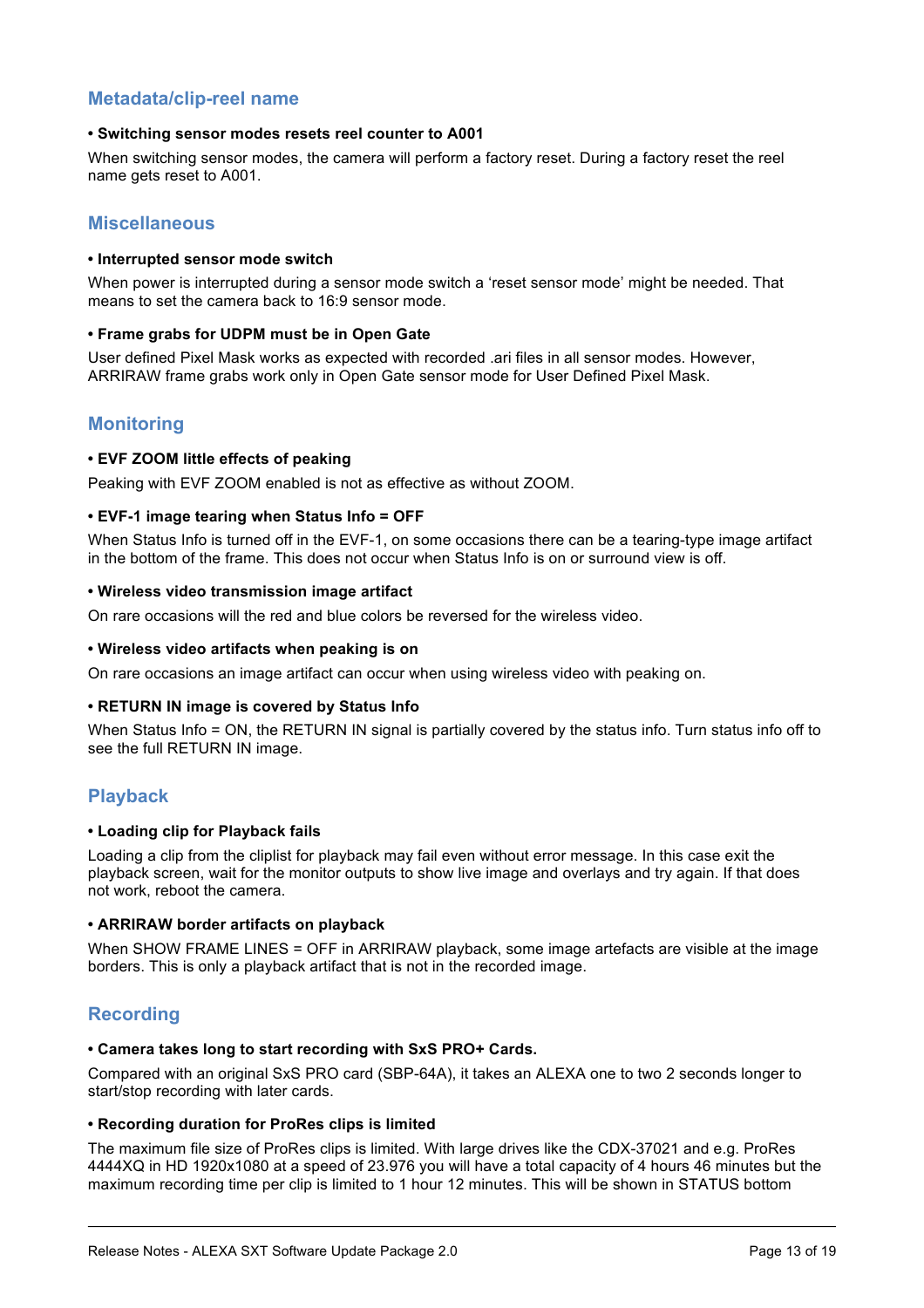## Metadata/clip-reel name

**• Switching sensor modes resets reel counter to A001**

When switching sensor modes, the camera will perform a factory reset. During a factory reset the reel name gets reset to A001.

## Miscellaneous

**• Interrupted sensor mode switch**

When power is interrupted during a sensor mode switch a 'reset sensor mode' might be needed. That means to set the camera back to 16:9 sensor mode.

**• Frame grabs for UDPM must be in Open Gate**

User defined Pixel Mask works as expected with recorded .ari files in all sensor modes. However, ARRIRAW frame grabs work only in Open Gate sensor mode for User Defined Pixel Mask.

## Monitoring

**• EVF ZOOM little effects of peaking**

Peaking with EVF ZOOM enabled is not as effective as without ZOOM.

**• EVF-1 image tearing when Status Info = OFF**

When Status Info is turned off in the EVF-1, on some occasions there can be a tearing-type image artifact in the bottom of the frame. This does not occur when Status Info is on or surround view is off.

**• Wireless video transmission image artifact**

On rare occasions will the red and blue colors be reversed for the wireless video.

**• Wireless video artifacts when peaking is on**

On rare occasions an image artifact can occur when using wireless video with peaking on.

**• RETURN IN image is covered by Status Info**

When Status Info = ON, the RETURN IN signal is partially covered by the status info. Turn status info off to see the full RETURN IN image.

## Playback

**• Loading clip for Playback fails**

Loading a clip from the cliplist for playback may fail even without error message. In this case exit the playback screen, wait for the monitor outputs to show live image and overlays and try again. If that does not work, reboot the camera.

**• ARRIRAW border artifacts on playback**

When SHOW FRAME LINES = OFF in ARRIRAW playback, some image artefacts are visible at the image borders. This is only a playback artifact that is not in the recorded image.

## Recording

**• Camera takes long to start recording with SxS PRO+ Cards.**

Compared with an original SxS PRO card (SBP-64A), it takes an ALEXA one to two 2 seconds longer to start/stop recording with later cards.

**• Recording duration for ProRes clips is limited**

The maximum file size of ProRes clips is limited. With large drives like the CDX-37021 and e.g. ProRes 4444XQ in HD 1920x1080 at a speed of 23.976 you will have a total capacity of 4 hours 46 minutes but the maximum recording time per clip is limited to 1 hour 12 minutes. This will be shown in STATUS bottom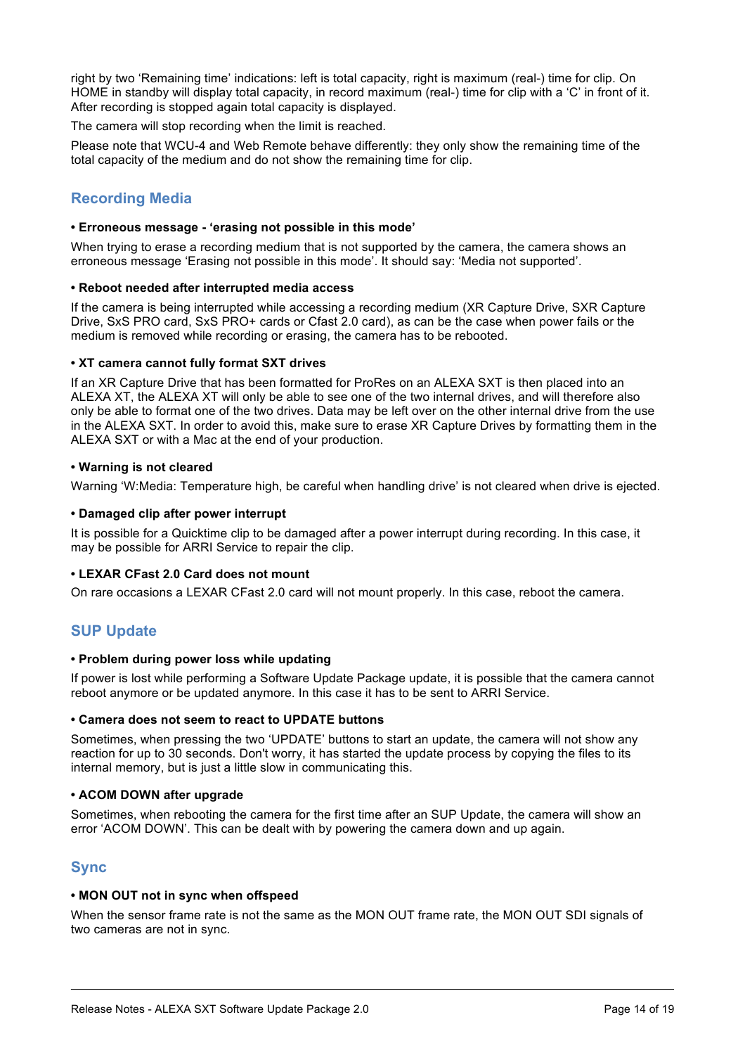right by two 'Remaining time' indications: left is total capacity, right is maximum (real-) time for clip. On HOME in standby will display total capacity, in record maximum (real-) time for clip with a 'C' in front of it. After recording is stopped again total capacity is displayed.

The camera will stop recording when the limit is reached.

Please note that WCU-4 and Web Remote behave differently: they only show the remaining time of the total capacity of the medium and do not show the remaining time for clip.

## Recording Media

**• Erroneous message - 'erasing not possible in this mode'**

When trying to erase a recording medium that is not supported by the camera, the camera shows an erroneous message 'Erasing not possible in this mode'. It should say: 'Media not supported'.

**• Reboot needed after interrupted media access**

If the camera is being interrupted while accessing a recording medium (XR Capture Drive, SXR Capture Drive, SxS PRO card, SxS PRO+ cards or Cfast 2.0 card), as can be the case when power fails or the medium is removed while recording or erasing, the camera has to be rebooted.

**• XT camera cannot fully format SXT drives**

If an XR Capture Drive that has been formatted for ProRes on an ALEXA SXT is then placed into an ALEXA XT, the ALEXA XT will only be able to see one of the two internal drives, and will therefore also only be able to format one of the two drives. Data may be left over on the other internal drive from the use in the ALEXA SXT. In order to avoid this, make sure to erase XR Capture Drives by formatting them in the ALEXA SXT or with a Mac at the end of your production.

**• Warning is not cleared**

Warning 'W:Media: Temperature high, be careful when handling drive' is not cleared when drive is ejected.

**• Damaged clip after power interrupt**

It is possible for a Quicktime clip to be damaged after a power interrupt during recording. In this case, it may be possible for ARRI Service to repair the clip.

**• LEXAR CFast 2.0 Card does not mount**

On rare occasions a LEXAR CFast 2.0 card will not mount properly. In this case, reboot the camera.

## SUP Update

**• Problem during power loss while updating**

If power is lost while performing a Software Update Package update, it is possible that the camera cannot reboot anymore or be updated anymore. In this case it has to be sent to ARRI Service.

**• Camera does not seem to react to UPDATE buttons**

Sometimes, when pressing the two 'UPDATE' buttons to start an update, the camera will not show any reaction for up to 30 seconds. Don't worry, it has started the update process by copying the files to its internal memory, but is just a little slow in communicating this.

**• ACOM DOWN after upgrade**

Sometimes, when rebooting the camera for the first time after an SUP Update, the camera will show an error 'ACOM DOWN'. This can be dealt with by powering the camera down and up again.

## Sync

**• MON OUT not in sync when offspeed**

When the sensor frame rate is not the same as the MON OUT frame rate, the MON OUT SDI signals of two cameras are not in sync.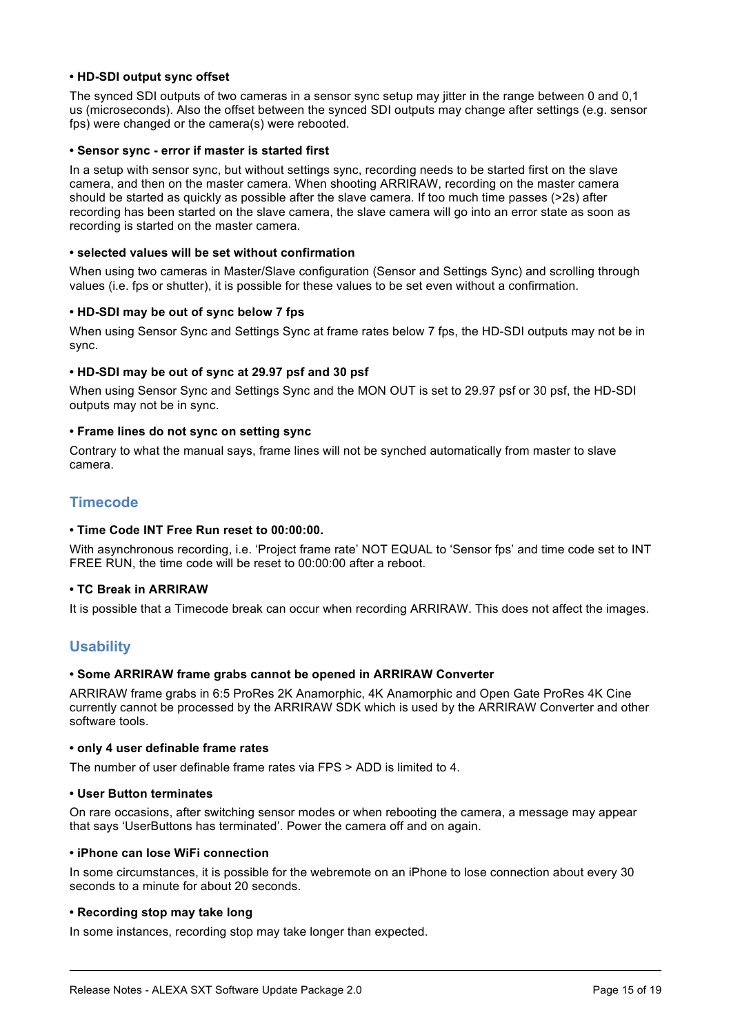**• HD-SDI output sync offset**

The synced SDI outputs of two cameras in a sensor sync setup may jitter in the range between 0 and 0,1 us (microseconds). Also the offset between the synced SDI outputs may change after settings (e.g. sensor fps) were changed or the camera(s) were rebooted.

**• Sensor sync - error if master is started first**

In a setup with sensor sync, but without settings sync, recording needs to be started first on the slave camera, and then on the master camera. When shooting ARRIRAW, recording on the master camera should be started as quickly as possible after the slave camera. If too much time passes (>2s) after recording has been started on the slave camera, the slave camera will go into an error state as soon as recording is started on the master camera.

**• selected values will be set without confirmation**

When using two cameras in Master/Slave configuration (Sensor and Settings Sync) and scrolling through values (i.e. fps or shutter), it is possible for these values to be set even without a confirmation.

**• HD-SDI may be out of sync below 7 fps**

When using Sensor Sync and Settings Sync at frame rates below 7 fps, the HD-SDI outputs may not be in sync.

**• HD-SDI may be out of sync at 29.97 psf and 30 psf**

When using Sensor Sync and Settings Sync and the MON OUT is set to 29.97 psf or 30 psf, the HD-SDI outputs may not be in sync.

**• Frame lines do not sync on setting sync**

Contrary to what the manual says, frame lines will not be synched automatically from master to slave camera.

## Timecode

**• Time Code INT Free Run reset to 00:00:00.**

With asynchronous recording, i.e. 'Project frame rate' NOT EQUAL to 'Sensor fps' and time code set to INT FREE RUN, the time code will be reset to 00:00:00 after a reboot.

**• TC Break in ARRIRAW**

It is possible that a Timecode break can occur when recording ARRIRAW. This does not affect the images.

## Usability

**• Some ARRIRAW frame grabs cannot be opened in ARRIRAW Converter**

ARRIRAW frame grabs in 6:5 ProRes 2K Anamorphic, 4K Anamorphic and Open Gate ProRes 4K Cine currently cannot be processed by the ARRIRAW SDK which is used by the ARRIRAW Converter and other software tools.

**• only 4 user definable frame rates**

The number of user definable frame rates via FPS > ADD is limited to 4.

**• User Button terminates**

On rare occasions, after switching sensor modes or when rebooting the camera, a message may appear that says 'UserButtons has terminated'. Power the camera off and on again.

**• iPhone can lose WiFi connection**

In some circumstances, it is possible for the webremote on an iPhone to lose connection about every 30 seconds to a minute for about 20 seconds.

**• Recording stop may take long**

In some instances, recording stop may take longer than expected.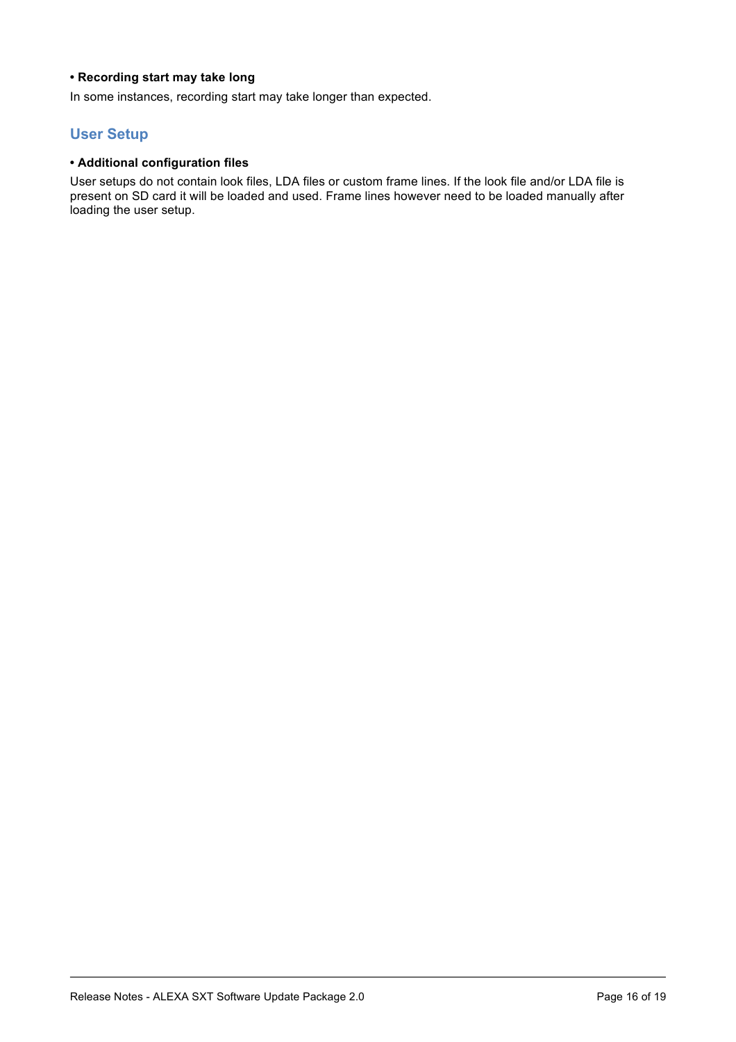**• Recording start may take long**

In some instances, recording start may take longer than expected.

## User Setup

**• Additional configuration files**

User setups do not contain look files, LDA files or custom frame lines. If the look file and/or LDA file is present on SD card it will be loaded and used. Frame lines however need to be loaded manually after loading the user setup.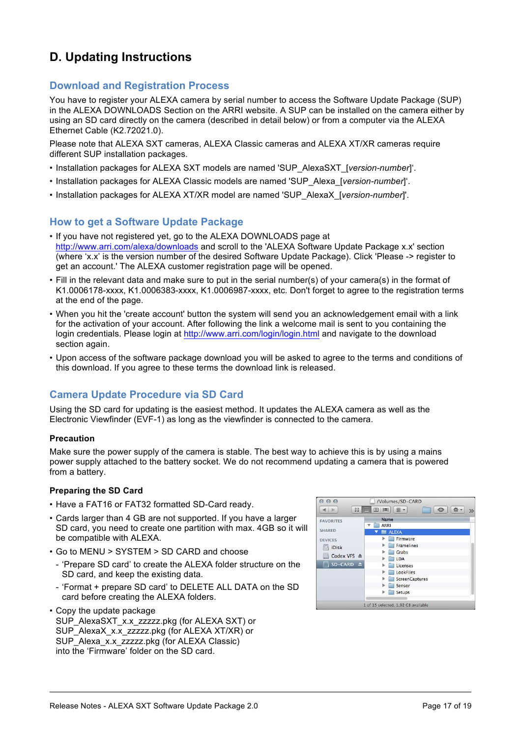# D. Updating Instructions

## Download and Registration Process

You have to register your ALEXA camera by serial number to access the Software Update Package (SUP) in the ALEXA DOWNLOADS Section on the ARRI website. A SUP can be installed on the camera either by using an SD card directly on the camera (described in detail below) or from a computer via the ALEXA Ethernet Cable (K2.72021.0).

Please note that ALEXA SXT cameras, ALEXA Classic cameras and ALEXA XT/XR cameras require different SUP installation packages.

- Installation packages for ALEXA SXT models are named 'SUP_AlexaSXT_[*version-number*]'.
- Installation packages for ALEXA Classic models are named 'SUP_Alexa_[*version-number*]'.
- Installation packages for ALEXA XT/XR model are named 'SUP_AlexaX_[*version-number*]'.

## How to get a Software Update Package

- If you have not registered yet, go to the ALEXA DOWNLOADS page at http://www.arri.com/alexa/downloads and scroll to the 'ALEXA Software Update Package x.x' section (where 'x.x' is the version number of the desired Software Update Package). Click 'Please -> register to get an account.' The ALEXA customer registration page will be opened.
- Fill in the relevant data and make sure to put in the serial number(s) of your camera(s) in the format of K1.0006178-xxxx, K1.0006383-xxxx, K1.0006987-xxxx, etc. Don't forget to agree to the registration terms at the end of the page.
- When you hit the 'create account' button the system will send you an acknowledgement email with a link for the activation of your account. After following the link a welcome mail is sent to you containing the login credentials. Please login at http://www.arri.com/login/login.html and navigate to the download section again.
- Upon access of the software package download you will be asked to agree to the terms and conditions of this download. If you agree to these terms the download link is released.

## Camera Update Procedure via SD Card

Using the SD card for updating is the easiest method. It updates the ALEXA camera as well as the Electronic Viewfinder (EVF-1) as long as the viewfinder is connected to the camera.

### Precaution

Make sure the power supply of the camera is stable. The best way to achieve this is by using a mains power supply attached to the battery socket. We do not recommend updating a camera that is powered from a battery.

### Preparing the SD Card

- Have a FAT16 or FAT32 formatted SD-Card ready.
- Cards larger than 4 GB are not supported. If you have a larger SD card, you need to create one partition with max. 4GB so it will be compatible with ALEXA.
- Go to MENU > SYSTEM > SD CARD and choose
  - 'Prepare SD card' to create the ALEXA folder structure on the SD card, and keep the existing data.
  - 'Format + prepare SD card' to DELETE ALL DATA on the SD card before creating the ALEXA folders.
- Copy the update package SUP_AlexaSXT_x.x_zzzzz.pkg (for ALEXA SXT) or SUP_AlexaX_x.x_zzzzz.pkg (for ALEXA XT/XR) or SUP_Alexa_x.x_zzzzz.pkg (for ALEXA Classic) into the 'Firmware' folder on the SD card.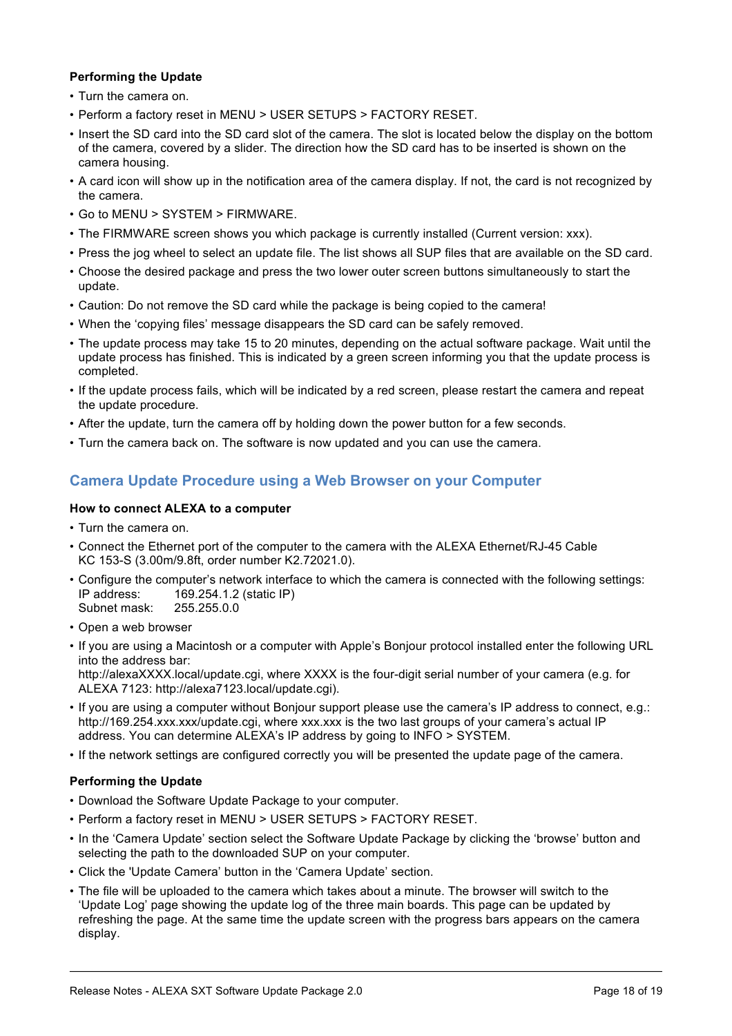**Performing the Update**

- Turn the camera on.
- Perform a factory reset in MENU > USER SETUPS > FACTORY RESET.
- Insert the SD card into the SD card slot of the camera. The slot is located below the display on the bottom of the camera, covered by a slider. The direction how the SD card has to be inserted is shown on the camera housing.
- A card icon will show up in the notification area of the camera display. If not, the card is not recognized by the camera.
- Go to MENU > SYSTEM > FIRMWARE.
- The FIRMWARE screen shows you which package is currently installed (Current version: xxx).
- Press the jog wheel to select an update file. The list shows all SUP files that are available on the SD card.
- Choose the desired package and press the two lower outer screen buttons simultaneously to start the update.
- Caution: Do not remove the SD card while the package is being copied to the camera!
- When the 'copying files' message disappears the SD card can be safely removed.
- The update process may take 15 to 20 minutes, depending on the actual software package. Wait until the update process has finished. This is indicated by a green screen informing you that the update process is completed.
- If the update process fails, which will be indicated by a red screen, please restart the camera and repeat the update procedure.
- After the update, turn the camera off by holding down the power button for a few seconds.
- Turn the camera back on. The software is now updated and you can use the camera.

## Camera Update Procedure using a Web Browser on your Computer

**How to connect ALEXA to a computer**

- Turn the camera on.
- Connect the Ethernet port of the computer to the camera with the ALEXA Ethernet/RJ-45 Cable KC 153-S (3.00m/9.8ft, order number K2.72021.0).
- Configure the computer's network interface to which the camera is connected with the following settings:
  IP address: 169.254.1.2 (static IP)
  Subnet mask: 255.255.0.0
- Open a web browser
- If you are using a Macintosh or a computer with Apple's Bonjour protocol installed enter the following URL into the address bar:
  http://alexaXXXX.local/update.cgi, where XXXX is the four-digit serial number of your camera (e.g. for ALEXA 7123: http://alexa7123.local/update.cgi).
- If you are using a computer without Bonjour support please use the camera's IP address to connect, e.g.: http://169.254.xxx.xxx/update.cgi, where xxx.xxx is the two last groups of your camera's actual IP address. You can determine ALEXA's IP address by going to INFO > SYSTEM.
- If the network settings are configured correctly you will be presented the update page of the camera.

**Performing the Update**

- Download the Software Update Package to your computer.
- Perform a factory reset in MENU > USER SETUPS > FACTORY RESET.
- In the 'Camera Update' section select the Software Update Package by clicking the 'browse' button and selecting the path to the downloaded SUP on your computer.
- Click the 'Update Camera' button in the 'Camera Update' section.
- The file will be uploaded to the camera which takes about a minute. The browser will switch to the 'Update Log' page showing the update log of the three main boards. This page can be updated by refreshing the page. At the same time the update screen with the progress bars appears on the camera display.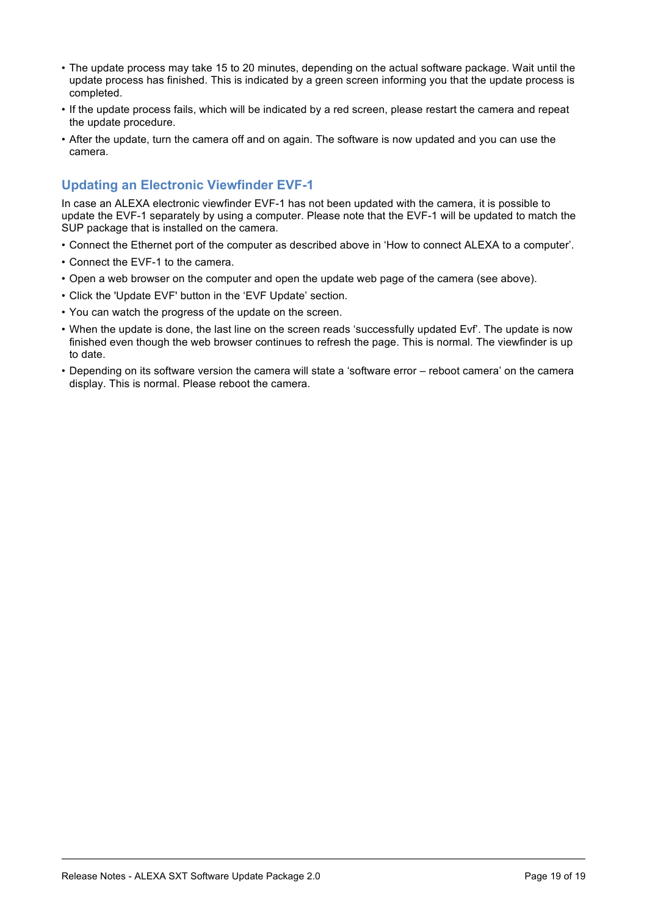- The update process may take 15 to 20 minutes, depending on the actual software package. Wait until the update process has finished. This is indicated by a green screen informing you that the update process is completed.
- If the update process fails, which will be indicated by a red screen, please restart the camera and repeat the update procedure.
- After the update, turn the camera off and on again. The software is now updated and you can use the camera.

## Updating an Electronic Viewfinder EVF-1

In case an ALEXA electronic viewfinder EVF-1 has not been updated with the camera, it is possible to update the EVF-1 separately by using a computer. Please note that the EVF-1 will be updated to match the SUP package that is installed on the camera.

- Connect the Ethernet port of the computer as described above in 'How to connect ALEXA to a computer'.
- Connect the EVF-1 to the camera.
- Open a web browser on the computer and open the update web page of the camera (see above).
- Click the 'Update EVF' button in the 'EVF Update' section.
- You can watch the progress of the update on the screen.
- When the update is done, the last line on the screen reads 'successfully updated Evf'. The update is now finished even though the web browser continues to refresh the page. This is normal. The viewfinder is up to date.
- Depending on its software version the camera will state a 'software error – reboot camera' on the camera display. This is normal. Please reboot the camera.